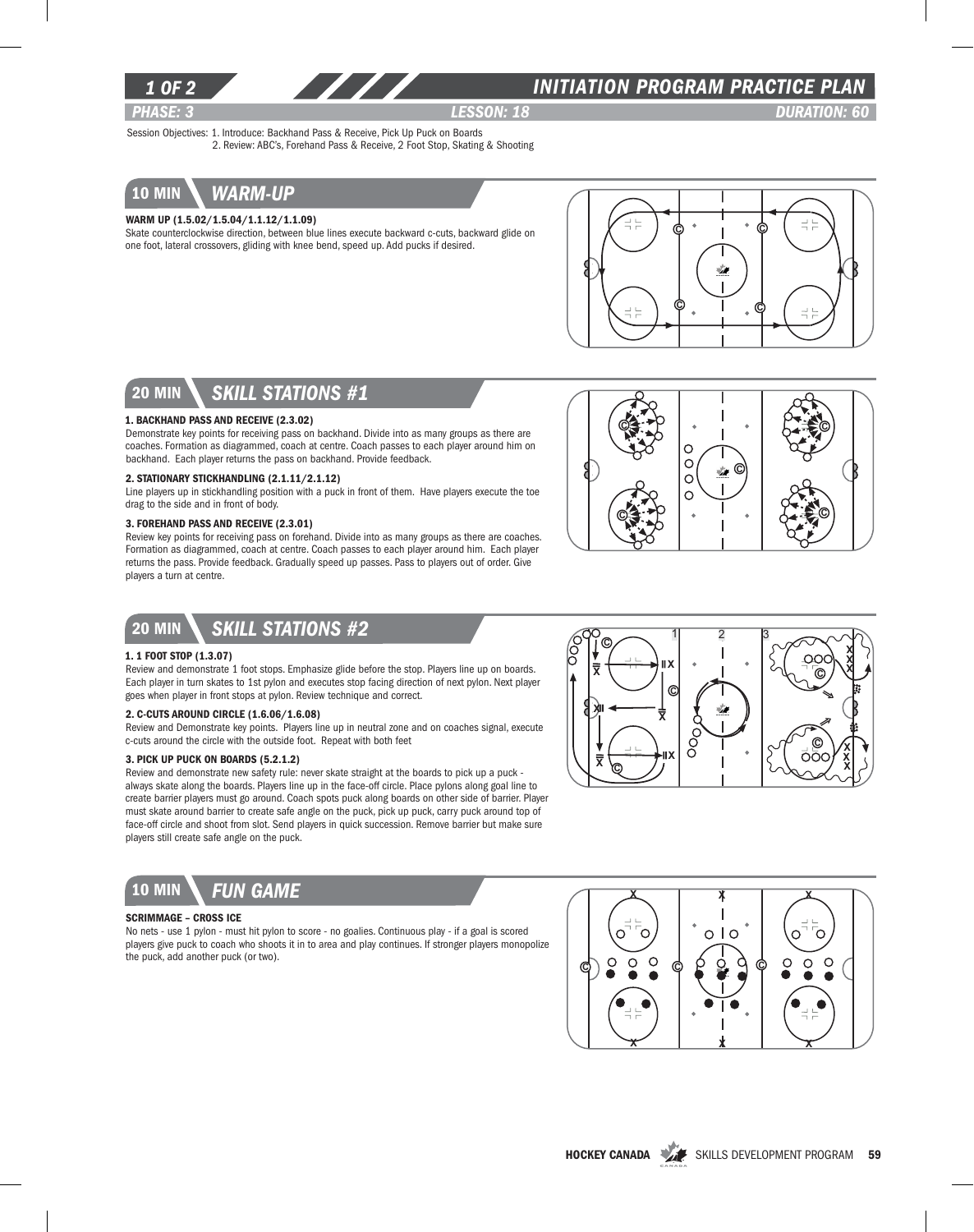# INITIATION PROGRAM PRACTICE PLAN

**PHASE: 3** | **LESSON: 18** | **DURATION: 60**

Session Objectives: 1. Introduce: Backhand Pass & Receive, Pick Up Puck on Boards
2. Review: ABC's, Forehand Pass & Receive, 2 Foot Stop, Skating & Shooting

## 10 MIN WARM-UP

**WARM UP (1.5.02/1.5.04/1.1.12/1.1.09)**

Skate counterclockwise direction, between blue lines execute backward c-cuts, backward glide on one foot, lateral crossovers, gliding with knee bend, speed up. Add pucks if desired.

## 20 MIN SKILL STATIONS #1

**1. BACKHAND PASS AND RECEIVE (2.3.02)**

Demonstrate key points for receiving pass on backhand. Divide into as many groups as there are coaches. Formation as diagrammed, coach at centre. Coach passes to each player around him on backhand. Each player returns the pass on backhand. Provide feedback.

**2. STATIONARY STICKHANDLING (2.1.11/2.1.12)**

Line players up in stickhandling position with a puck in front of them. Have players execute the toe drag to the side and in front of body.

**3. FOREHAND PASS AND RECEIVE (2.3.01)**

Review key points for receiving pass on forehand. Divide into as many groups as there are coaches. Formation as diagrammed, coach at centre. Coach passes to each player around him. Each player returns the pass. Provide feedback. Gradually speed up passes. Pass to players out of order. Give players a turn at centre.

## 20 MIN SKILL STATIONS #2

**1. 1 FOOT STOP (1.3.07)**

Review and demonstrate 1 foot stops. Emphasize glide before the stop. Players line up on boards. Each player in turn skates to 1st pylon and executes stop facing direction of next pylon. Next player goes when player in front stops at pylon. Review technique and correct.

**2. C-CUTS AROUND CIRCLE (1.6.06/1.6.08)**

Review and Demonstrate key points. Players line up in neutral zone and on coaches signal, execute c-cuts around the circle with the outside foot. Repeat with both feet

**3. PICK UP PUCK ON BOARDS (5.2.1.2)**

Review and demonstrate new safety rule: never skate straight at the boards to pick up a puck - always skate along the boards. Players line up in the face-off circle. Place pylons along goal line to create barrier players must go around. Coach spots puck along boards on other side of barrier. Player must skate around barrier to create safe angle on the puck, pick up puck, carry puck around top of face-off circle and shoot from slot. Send players in quick succession. Remove barrier but make sure players still create safe angle on the puck.

## 10 MIN FUN GAME

**SCRIMMAGE – CROSS ICE**

No nets - use 1 pylon - must hit pylon to score - no goalies. Continuous play - if a goal is scored players give puck to coach who shoots it in to area and play continues. If stronger players monopolize the puck, add another puck (or two).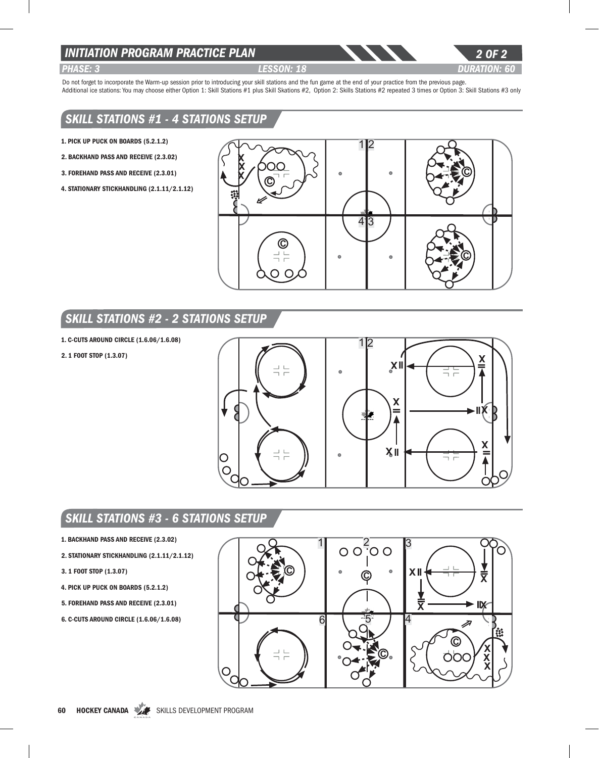# INITIATION PROGRAM PRACTICE PLAN

*PHASE: 3* *LESSON: 18* *DURATION: 60*

Do not forget to incorporate the Warm-up session prior to introducing your skill stations and the fun game at the end of your practice from the previous page.
Additional ice stations: You may choose either Option 1: Skill Stations #1 plus Skill Skations #2, Option 2: Skills Stations #2 repeated 3 times or Option 3: Skill Stations #3 only

## SKILL STATIONS #1 - 4 STATIONS SETUP

1. PICK UP PUCK ON BOARDS (5.2.1.2)
2. BACKHAND PASS AND RECEIVE (2.3.02)
3. FOREHAND PASS AND RECEIVE (2.3.01)
4. STATIONARY STICKHANDLING (2.1.11/2.1.12)

1 2

4 3

## SKILL STATIONS #2 - 2 STATIONS SETUP

1. C-CUTS AROUND CIRCLE (1.6.06/1.6.08)
2. 1 FOOT STOP (1.3.07)

1 2

## SKILL STATIONS #3 - 6 STATIONS SETUP

1. BACKHAND PASS AND RECEIVE (2.3.02)
2. STATIONARY STICKHANDLING (2.1.11/2.1.12)
3. 1 FOOT STOP (1.3.07)
4. PICK UP PUCK ON BOARDS (5.2.1.2)
5. FOREHAND PASS AND RECEIVE (2.3.01)
6. C-CUTS AROUND CIRCLE (1.6.06/1.6.08)

1 2 3

6 5 4